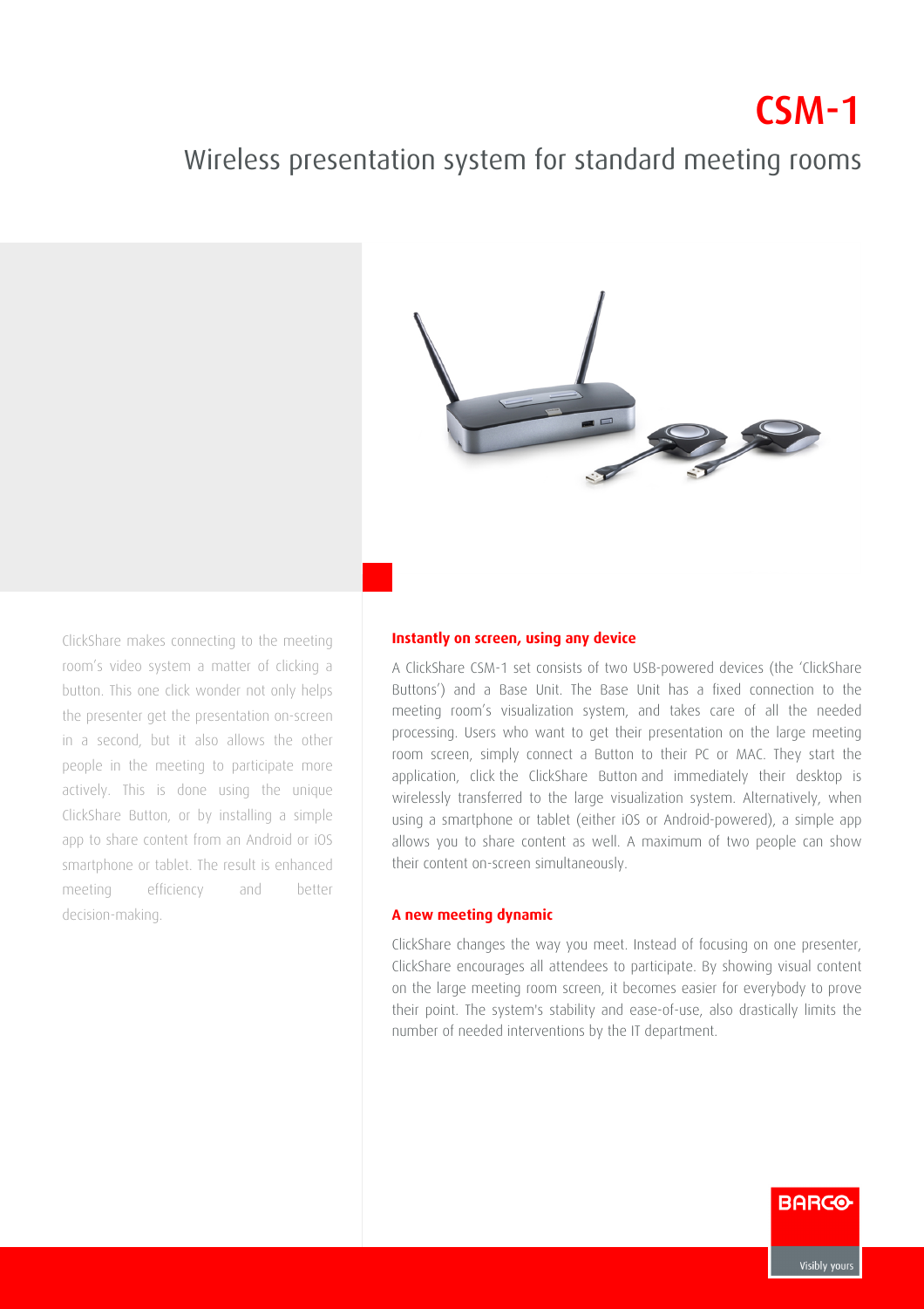# CSM-1

## Wireless presentation system for standard meeting rooms

ClickShare makes connecting to the meeting room's video system a matter of clicking a button. This one click wonder not only helps the presenter get the presentation on-screen in a second, but it also allows the other people in the meeting to participate more actively. This is done using the unique ClickShare Button, or by installing a simple app to share content from an Android or iOS smartphone or tablet. The result is enhanced meeting efficiency and better decision-making.

### Instantly on screen, using any device

A ClickShare CSM-1 set consists of two USB-powered devices (the 'ClickShare Buttons') and a Base Unit. The Base Unit has a fixed connection to the meeting room's visualization system, and takes care of all the needed processing. Users who want to get their presentation on the large meeting room screen, simply connect a Button to their PC or MAC. They start the application, click the ClickShare Button and immediately their desktop is wirelessly transferred to the large visualization system. Alternatively, when using a smartphone or tablet (either iOS or Android-powered), a simple app allows you to share content as well. A maximum of two people can show their content on-screen simultaneously.

### A new meeting dynamic

ClickShare changes the way you meet. Instead of focusing on one presenter, ClickShare encourages all attendees to participate. By showing visual content on the large meeting room screen, it becomes easier for everybody to prove their point. The system's stability and ease-of-use, also drastically limits the number of needed interventions by the IT department.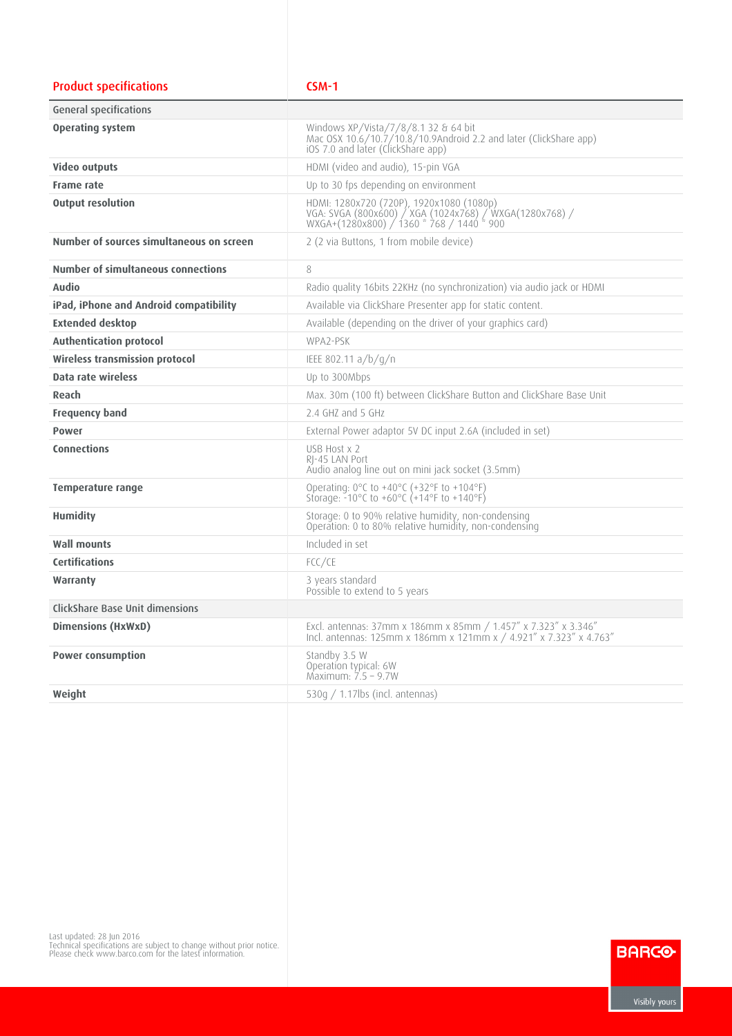| Product specifications | CSM-1 |
|---|---|
| General specifications | |
| **Operating system** | Windows XP/Vista/7/8/8.1 32 & 64 bit<br>Mac OSX 10.6/10.7/10.8/10.9Android 2.2 and later (ClickShare app)<br>iOS 7.0 and later (ClickShare app) |
| **Video outputs** | HDMI (video and audio), 15-pin VGA |
| **Frame rate** | Up to 30 fps depending on environment |
| **Output resolution** | HDMI: 1280x720 (720P), 1920x1080 (1080p)<br>VGA: SVGA (800x600) / XGA (1024x768) / WXGA(1280x768) /<br>WXGA+(1280x800) / 1360 * 768 / 1440 * 900 |
| **Number of sources simultaneous on screen** | 2 (2 via Buttons, 1 from mobile device) |
| **Number of simultaneous connections** | 8 |
| **Audio** | Radio quality 16bits 22KHz (no synchronization) via audio jack or HDMI |
| **iPad, iPhone and Android compatibility** | Available via ClickShare Presenter app for static content. |
| **Extended desktop** | Available (depending on the driver of your graphics card) |
| **Authentication protocol** | WPA2-PSK |
| **Wireless transmission protocol** | IEEE 802.11 a/b/g/n |
| **Data rate wireless** | Up to 300Mbps |
| **Reach** | Max. 30m (100 ft) between ClickShare Button and ClickShare Base Unit |
| **Frequency band** | 2.4 GHZ and 5 GHz |
| **Power** | External Power adaptor 5V DC input 2.6A (included in set) |
| **Connections** | USB Host x 2<br>RJ-45 LAN Port<br>Audio analog line out on mini jack socket (3.5mm) |
| **Temperature range** | Operating: 0°C to +40°C (+32°F to +104°F)<br>Storage: -10°C to +60°C (+14°F to +140°F) |
| **Humidity** | Storage: 0 to 90% relative humidity, non-condensing<br>Operation: 0 to 80% relative humidity, non-condensing |
| **Wall mounts** | Included in set |
| **Certifications** | FCC/CE |
| **Warranty** | 3 years standard<br>Possible to extend to 5 years |
| ClickShare Base Unit dimensions | |
| **Dimensions (HxWxD)** | Excl. antennas: 37mm x 186mm x 85mm / 1.457" x 7.323" x 3.346"<br>Incl. antennas: 125mm x 186mm x 121mm x / 4.921" x 7.323" x 4.763" |
| **Power consumption** | Standby 3.5 W<br>Operation typical: 6W<br>Maximum: 7.5 – 9.7W |
| **Weight** | 530g / 1.17lbs (incl. antennas) |

Last updated: 28 Jun 2016
Technical specifications are subject to change without prior notice.
Please check www.barco.com for the latest information.

BARCO

Visibly yours